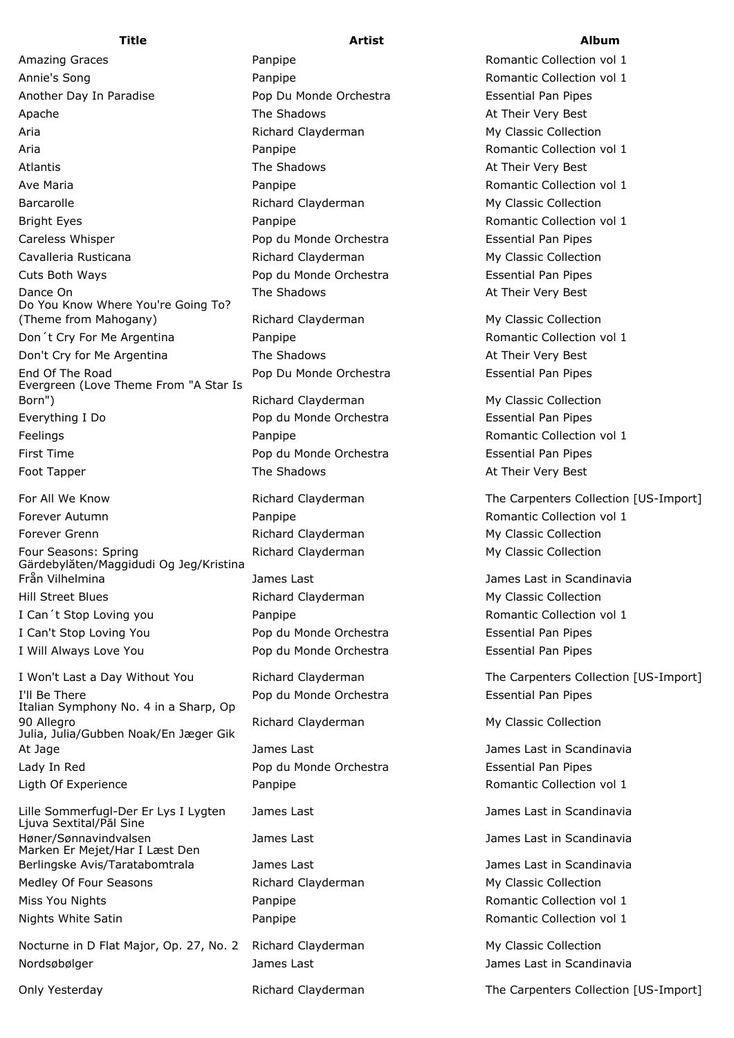| Title | Artist | Album |
|---|---|---|
| Amazing Graces | Panpipe | Romantic Collection vol 1 |
| Annie's Song | Panpipe | Romantic Collection vol 1 |
| Another Day In Paradise | Pop Du Monde Orchestra | Essential Pan Pipes |
| Apache | The Shadows | At Their Very Best |
| Aria | Richard Clayderman | My Classic Collection |
| Aria | Panpipe | Romantic Collection vol 1 |
| Atlantis | The Shadows | At Their Very Best |
| Ave Maria | Panpipe | Romantic Collection vol 1 |
| Barcarolle | Richard Clayderman | My Classic Collection |
| Bright Eyes | Panpipe | Romantic Collection vol 1 |
| Careless Whisper | Pop du Monde Orchestra | Essential Pan Pipes |
| Cavalleria Rusticana | Richard Clayderman | My Classic Collection |
| Cuts Both Ways | Pop du Monde Orchestra | Essential Pan Pipes |
| Dance On | The Shadows | At Their Very Best |
| Do You Know Where You're Going To? (Theme from Mahogany) | Richard Clayderman | My Classic Collection |
| Don´t Cry For Me Argentina | Panpipe | Romantic Collection vol 1 |
| Don't Cry for Me Argentina | The Shadows | At Their Very Best |
| End Of The Road | Pop Du Monde Orchestra | Essential Pan Pipes |
| Evergreen (Love Theme From "A Star Is Born") | Richard Clayderman | My Classic Collection |
| Everything I Do | Pop du Monde Orchestra | Essential Pan Pipes |
| Feelings | Panpipe | Romantic Collection vol 1 |
| First Time | Pop du Monde Orchestra | Essential Pan Pipes |
| Foot Tapper | The Shadows | At Their Very Best |
| For All We Know | Richard Clayderman | The Carpenters Collection [US-Import] |
| Forever Autumn | Panpipe | Romantic Collection vol 1 |
| Forever Grenn | Richard Clayderman | My Classic Collection |
| Four Seasons: Spring | Richard Clayderman | My Classic Collection |
| Gärdebylåten/Maggidudi Og Jeg/Kristina Från Vilhelmina | James Last | James Last in Scandinavia |
| Hill Street Blues | Richard Clayderman | My Classic Collection |
| I Can´t Stop Loving you | Panpipe | Romantic Collection vol 1 |
| I Can't Stop Loving You | Pop du Monde Orchestra | Essential Pan Pipes |
| I Will Always Love You | Pop du Monde Orchestra | Essential Pan Pipes |
| I Won't Last a Day Without You | Richard Clayderman | The Carpenters Collection [US-Import] |
| I'll Be There | Pop du Monde Orchestra | Essential Pan Pipes |
| Italian Symphony No. 4 in a Sharp, Op 90 Allegro | Richard Clayderman | My Classic Collection |
| Julia, Julia/Gubben Noak/En Jæger Gik At Jage | James Last | James Last in Scandinavia |
| Lady In Red | Pop du Monde Orchestra | Essential Pan Pipes |
| Ligth Of Experience | Panpipe | Romantic Collection vol 1 |
| Lille Sommerfugl-Der Er Lys I Lygten | James Last | James Last in Scandinavia |
| Ljuva Sextital/Pål Sine Høner/Sønnavindvalsen | James Last | James Last in Scandinavia |
| Marken Er Mejet/Har I Læst Den Berlingske Avis/Taratabomtrala | James Last | James Last in Scandinavia |
| Medley Of Four Seasons | Richard Clayderman | My Classic Collection |
| Miss You Nights | Panpipe | Romantic Collection vol 1 |
| Nights White Satin | Panpipe | Romantic Collection vol 1 |
| Nocturne in D Flat Major, Op. 27, No. 2 | Richard Clayderman | My Classic Collection |
| Nordsøbølger | James Last | James Last in Scandinavia |
| Only Yesterday | Richard Clayderman | The Carpenters Collection [US-Import] |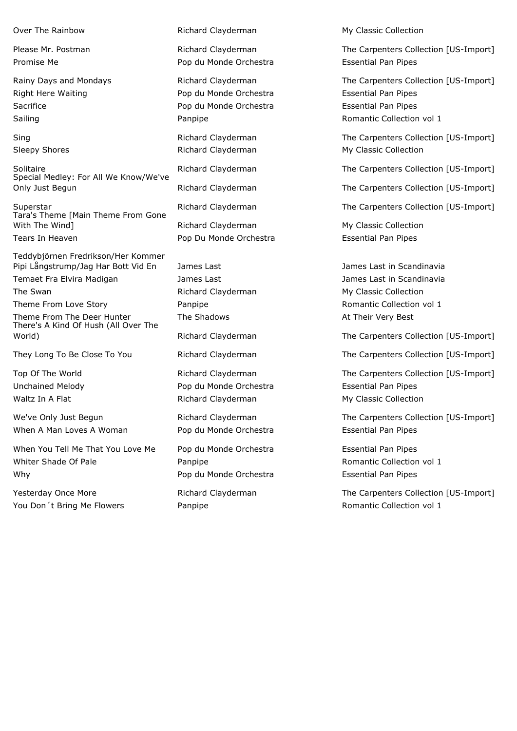| | | |
|---|---|---|
| Over The Rainbow | Richard Clayderman | My Classic Collection |
| Please Mr. Postman | Richard Clayderman | The Carpenters Collection [US-Import] |
| Promise Me | Pop du Monde Orchestra | Essential Pan Pipes |
| Rainy Days and Mondays | Richard Clayderman | The Carpenters Collection [US-Import] |
| Right Here Waiting | Pop du Monde Orchestra | Essential Pan Pipes |
| Sacrifice | Pop du Monde Orchestra | Essential Pan Pipes |
| Sailing | Panpipe | Romantic Collection vol 1 |
| Sing | Richard Clayderman | The Carpenters Collection [US-Import] |
| Sleepy Shores | Richard Clayderman | My Classic Collection |
| Solitaire | Richard Clayderman | The Carpenters Collection [US-Import] |
| Special Medley: For All We Know/We've Only Just Begun | Richard Clayderman | The Carpenters Collection [US-Import] |
| Superstar | Richard Clayderman | The Carpenters Collection [US-Import] |
| Tara's Theme [Main Theme From Gone With The Wind] | Richard Clayderman | My Classic Collection |
| Tears In Heaven | Pop Du Monde Orchestra | Essential Pan Pipes |
| Teddybjörnen Fredrikson/Her Kommer Pipi Långstrump/Jag Har Bott Vid En | James Last | James Last in Scandinavia |
| Temaet Fra Elvira Madigan | James Last | James Last in Scandinavia |
| The Swan | Richard Clayderman | My Classic Collection |
| Theme From Love Story | Panpipe | Romantic Collection vol 1 |
| Theme From The Deer Hunter | The Shadows | At Their Very Best |
| There's A Kind Of Hush (All Over The World) | Richard Clayderman | The Carpenters Collection [US-Import] |
| They Long To Be Close To You | Richard Clayderman | The Carpenters Collection [US-Import] |
| Top Of The World | Richard Clayderman | The Carpenters Collection [US-Import] |
| Unchained Melody | Pop du Monde Orchestra | Essential Pan Pipes |
| Waltz In A Flat | Richard Clayderman | My Classic Collection |
| We've Only Just Begun | Richard Clayderman | The Carpenters Collection [US-Import] |
| When A Man Loves A Woman | Pop du Monde Orchestra | Essential Pan Pipes |
| When You Tell Me That You Love Me | Pop du Monde Orchestra | Essential Pan Pipes |
| Whiter Shade Of Pale | Panpipe | Romantic Collection vol 1 |
| Why | Pop du Monde Orchestra | Essential Pan Pipes |
| Yesterday Once More | Richard Clayderman | The Carpenters Collection [US-Import] |
| You Don´t Bring Me Flowers | Panpipe | Romantic Collection vol 1 |